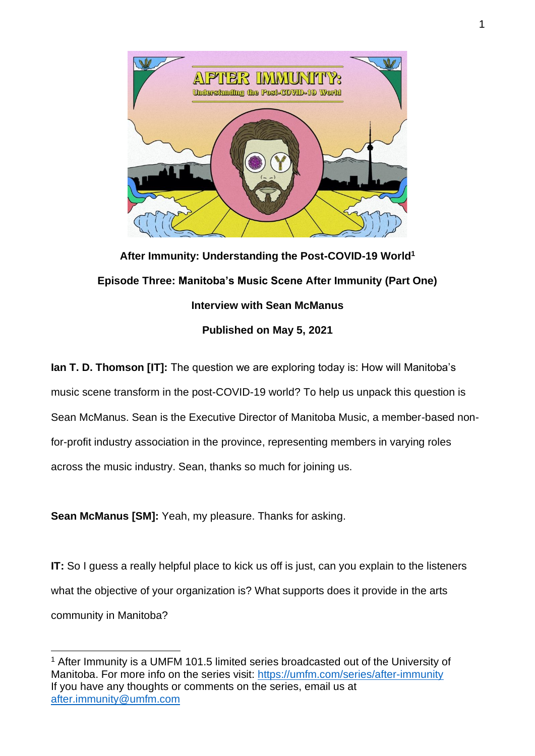**After Immunity: Understanding the Post-COVID-19 World**[1]

**Episode Three: Manitoba's Music Scene After Immunity (Part One)**

**Interview with Sean McManus**

**Published on May 5, 2021**

**Ian T. D. Thomson [IT]:** The question we are exploring today is: How will Manitoba's music scene transform in the post-COVID-19 world? To help us unpack this question is Sean McManus. Sean is the Executive Director of Manitoba Music, a member-based non-for-profit industry association in the province, representing members in varying roles across the music industry. Sean, thanks so much for joining us.

**Sean McManus [SM]:** Yeah, my pleasure. Thanks for asking.

**IT:** So I guess a really helpful place to kick us off is just, can you explain to the listeners what the objective of your organization is? What supports does it provide in the arts community in Manitoba?

---

[1] After Immunity is a UMFM 101.5 limited series broadcasted out of the University of Manitoba. For more info on the series visit: [https://umfm.com/series/after-immunity](https://umfm.com/series/after-immunity)
If you have any thoughts or comments on the series, email us at [after.immunity@umfm.com](mailto:after.immunity@umfm.com)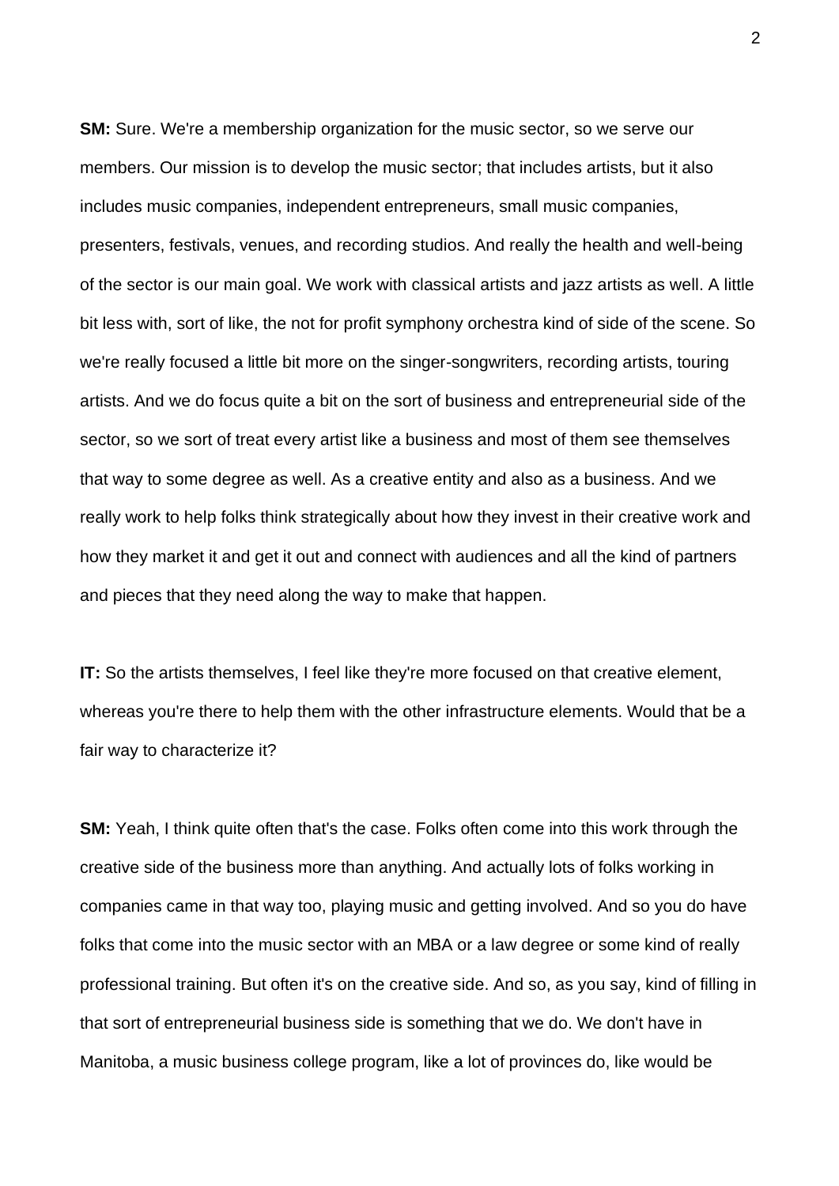**SM:** Sure. We're a membership organization for the music sector, so we serve our members. Our mission is to develop the music sector; that includes artists, but it also includes music companies, independent entrepreneurs, small music companies, presenters, festivals, venues, and recording studios. And really the health and well-being of the sector is our main goal. We work with classical artists and jazz artists as well. A little bit less with, sort of like, the not for profit symphony orchestra kind of side of the scene. So we're really focused a little bit more on the singer-songwriters, recording artists, touring artists. And we do focus quite a bit on the sort of business and entrepreneurial side of the sector, so we sort of treat every artist like a business and most of them see themselves that way to some degree as well. As a creative entity and also as a business. And we really work to help folks think strategically about how they invest in their creative work and how they market it and get it out and connect with audiences and all the kind of partners and pieces that they need along the way to make that happen.

**IT:** So the artists themselves, I feel like they're more focused on that creative element, whereas you're there to help them with the other infrastructure elements. Would that be a fair way to characterize it?

**SM:** Yeah, I think quite often that's the case. Folks often come into this work through the creative side of the business more than anything. And actually lots of folks working in companies came in that way too, playing music and getting involved. And so you do have folks that come into the music sector with an MBA or a law degree or some kind of really professional training. But often it's on the creative side. And so, as you say, kind of filling in that sort of entrepreneurial business side is something that we do. We don't have in Manitoba, a music business college program, like a lot of provinces do, like would be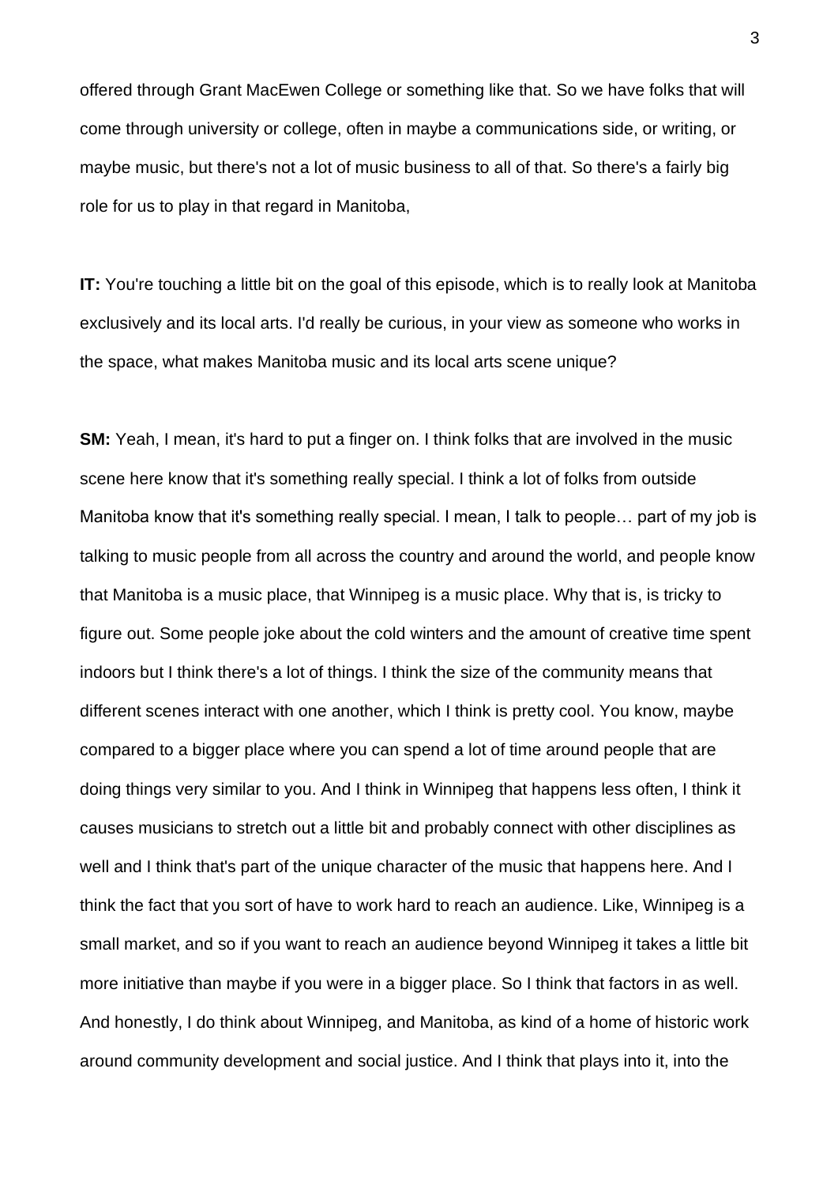offered through Grant MacEwen College or something like that. So we have folks that will come through university or college, often in maybe a communications side, or writing, or maybe music, but there's not a lot of music business to all of that. So there's a fairly big role for us to play in that regard in Manitoba,

**IT:** You're touching a little bit on the goal of this episode, which is to really look at Manitoba exclusively and its local arts. I'd really be curious, in your view as someone who works in the space, what makes Manitoba music and its local arts scene unique?

**SM:** Yeah, I mean, it's hard to put a finger on. I think folks that are involved in the music scene here know that it's something really special. I think a lot of folks from outside Manitoba know that it's something really special. I mean, I talk to people… part of my job is talking to music people from all across the country and around the world, and people know that Manitoba is a music place, that Winnipeg is a music place. Why that is, is tricky to figure out. Some people joke about the cold winters and the amount of creative time spent indoors but I think there's a lot of things. I think the size of the community means that different scenes interact with one another, which I think is pretty cool. You know, maybe compared to a bigger place where you can spend a lot of time around people that are doing things very similar to you. And I think in Winnipeg that happens less often, I think it causes musicians to stretch out a little bit and probably connect with other disciplines as well and I think that's part of the unique character of the music that happens here. And I think the fact that you sort of have to work hard to reach an audience. Like, Winnipeg is a small market, and so if you want to reach an audience beyond Winnipeg it takes a little bit more initiative than maybe if you were in a bigger place. So I think that factors in as well. And honestly, I do think about Winnipeg, and Manitoba, as kind of a home of historic work around community development and social justice. And I think that plays into it, into the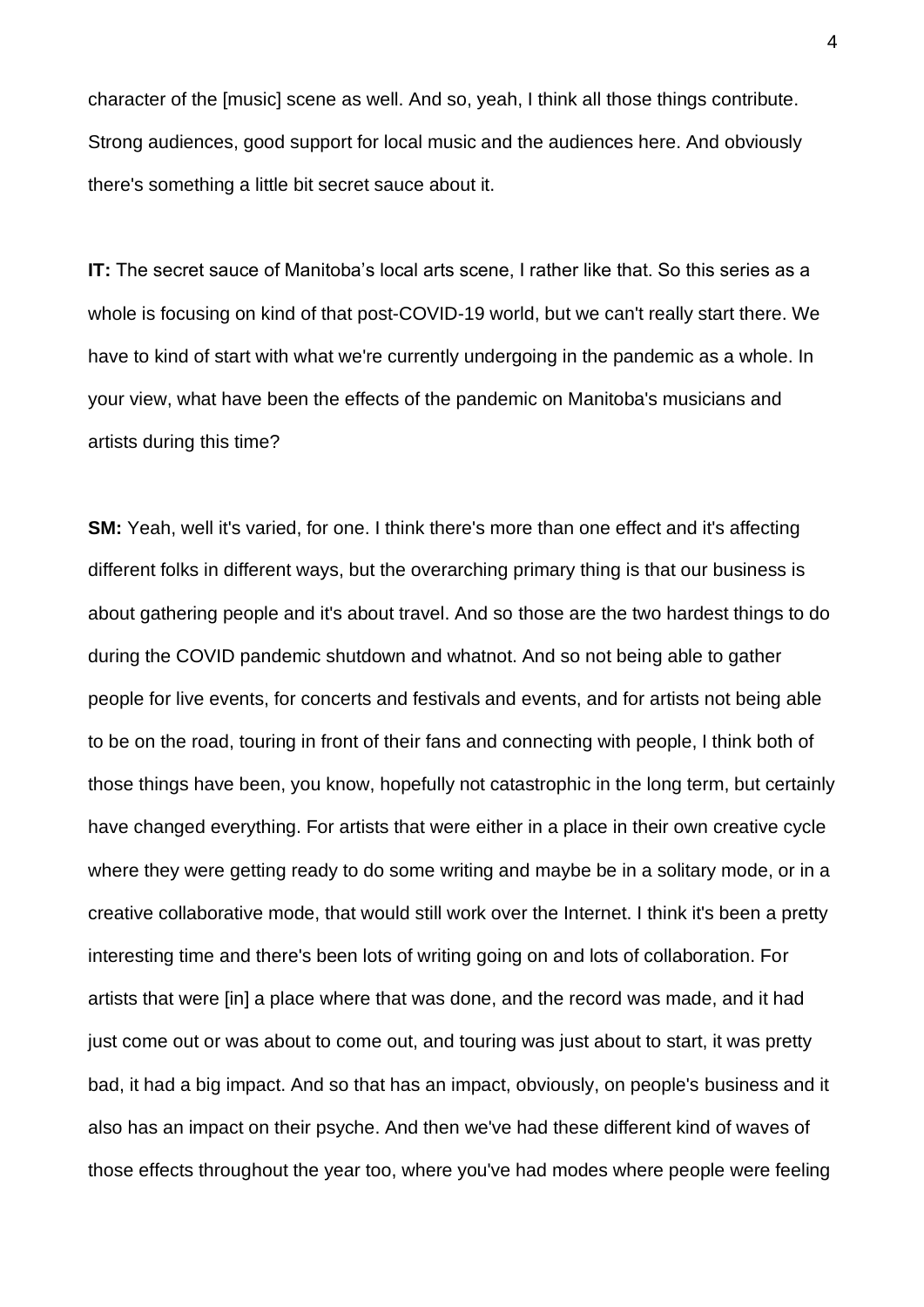character of the [music] scene as well. And so, yeah, I think all those things contribute. Strong audiences, good support for local music and the audiences here. And obviously there's something a little bit secret sauce about it.

**IT:** The secret sauce of Manitoba's local arts scene, I rather like that. So this series as a whole is focusing on kind of that post-COVID-19 world, but we can't really start there. We have to kind of start with what we're currently undergoing in the pandemic as a whole. In your view, what have been the effects of the pandemic on Manitoba's musicians and artists during this time?

**SM:** Yeah, well it's varied, for one. I think there's more than one effect and it's affecting different folks in different ways, but the overarching primary thing is that our business is about gathering people and it's about travel. And so those are the two hardest things to do during the COVID pandemic shutdown and whatnot. And so not being able to gather people for live events, for concerts and festivals and events, and for artists not being able to be on the road, touring in front of their fans and connecting with people, I think both of those things have been, you know, hopefully not catastrophic in the long term, but certainly have changed everything. For artists that were either in a place in their own creative cycle where they were getting ready to do some writing and maybe be in a solitary mode, or in a creative collaborative mode, that would still work over the Internet. I think it's been a pretty interesting time and there's been lots of writing going on and lots of collaboration. For artists that were [in] a place where that was done, and the record was made, and it had just come out or was about to come out, and touring was just about to start, it was pretty bad, it had a big impact. And so that has an impact, obviously, on people's business and it also has an impact on their psyche. And then we've had these different kind of waves of those effects throughout the year too, where you've had modes where people were feeling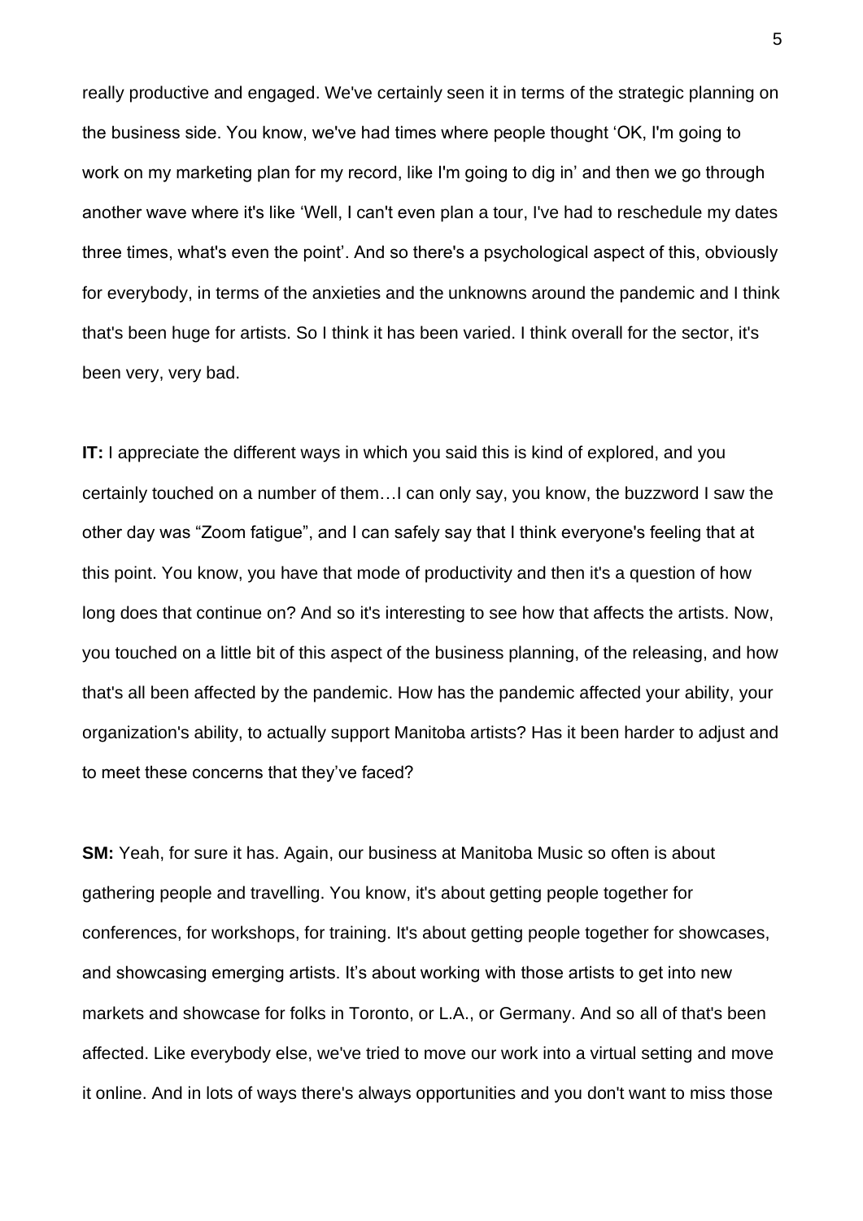really productive and engaged. We've certainly seen it in terms of the strategic planning on the business side. You know, we've had times where people thought 'OK, I'm going to work on my marketing plan for my record, like I'm going to dig in' and then we go through another wave where it's like 'Well, I can't even plan a tour, I've had to reschedule my dates three times, what's even the point'. And so there's a psychological aspect of this, obviously for everybody, in terms of the anxieties and the unknowns around the pandemic and I think that's been huge for artists. So I think it has been varied. I think overall for the sector, it's been very, very bad.

**IT:** I appreciate the different ways in which you said this is kind of explored, and you certainly touched on a number of them…I can only say, you know, the buzzword I saw the other day was "Zoom fatigue", and I can safely say that I think everyone's feeling that at this point. You know, you have that mode of productivity and then it's a question of how long does that continue on? And so it's interesting to see how that affects the artists. Now, you touched on a little bit of this aspect of the business planning, of the releasing, and how that's all been affected by the pandemic. How has the pandemic affected your ability, your organization's ability, to actually support Manitoba artists? Has it been harder to adjust and to meet these concerns that they've faced?

**SM:** Yeah, for sure it has. Again, our business at Manitoba Music so often is about gathering people and travelling. You know, it's about getting people together for conferences, for workshops, for training. It's about getting people together for showcases, and showcasing emerging artists. It's about working with those artists to get into new markets and showcase for folks in Toronto, or L.A., or Germany. And so all of that's been affected. Like everybody else, we've tried to move our work into a virtual setting and move it online. And in lots of ways there's always opportunities and you don't want to miss those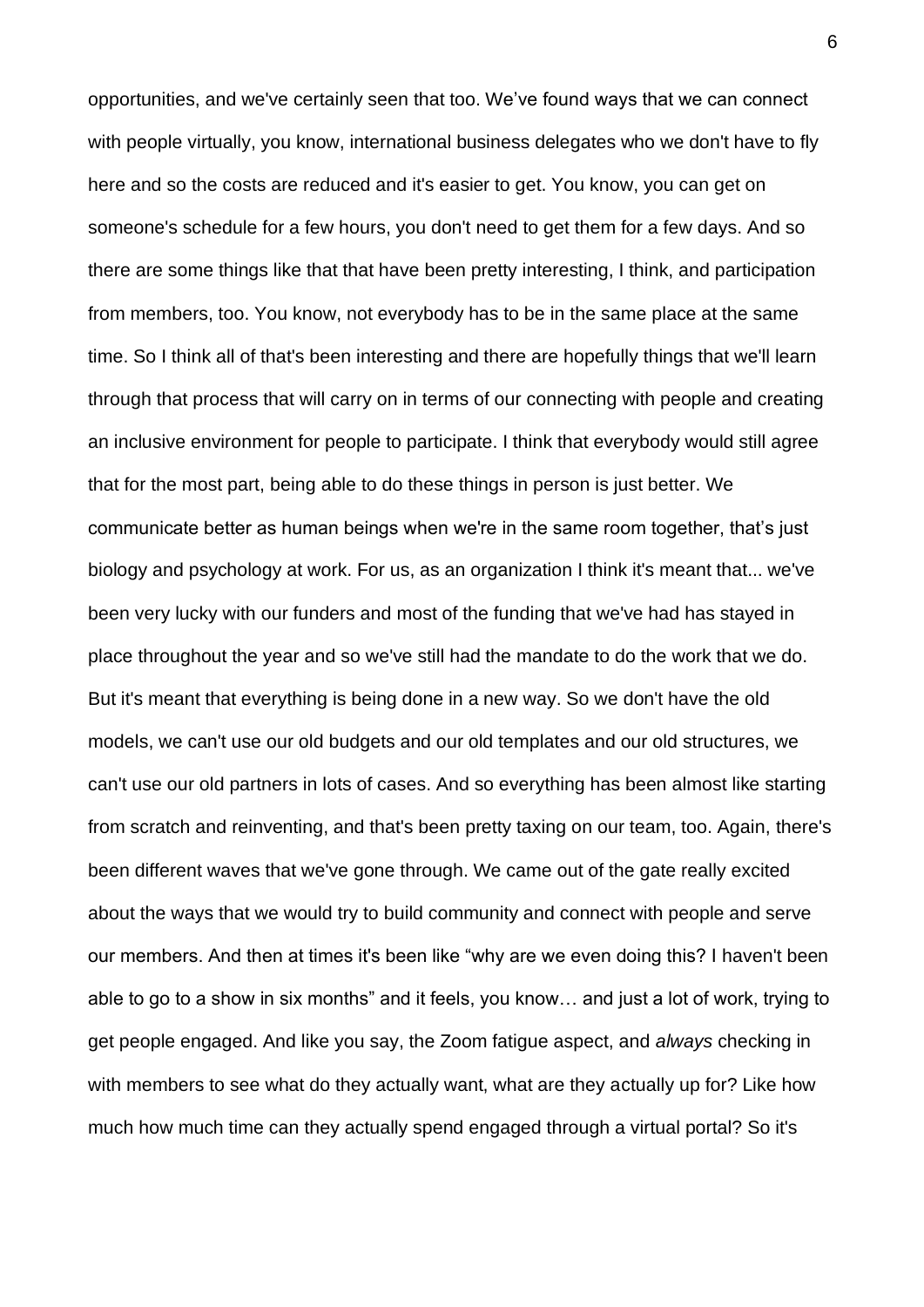opportunities, and we've certainly seen that too. We've found ways that we can connect with people virtually, you know, international business delegates who we don't have to fly here and so the costs are reduced and it's easier to get. You know, you can get on someone's schedule for a few hours, you don't need to get them for a few days. And so there are some things like that that have been pretty interesting, I think, and participation from members, too. You know, not everybody has to be in the same place at the same time. So I think all of that's been interesting and there are hopefully things that we'll learn through that process that will carry on in terms of our connecting with people and creating an inclusive environment for people to participate. I think that everybody would still agree that for the most part, being able to do these things in person is just better. We communicate better as human beings when we're in the same room together, that's just biology and psychology at work. For us, as an organization I think it's meant that... we've been very lucky with our funders and most of the funding that we've had has stayed in place throughout the year and so we've still had the mandate to do the work that we do. But it's meant that everything is being done in a new way. So we don't have the old models, we can't use our old budgets and our old templates and our old structures, we can't use our old partners in lots of cases. And so everything has been almost like starting from scratch and reinventing, and that's been pretty taxing on our team, too. Again, there's been different waves that we've gone through. We came out of the gate really excited about the ways that we would try to build community and connect with people and serve our members. And then at times it's been like "why are we even doing this? I haven't been able to go to a show in six months" and it feels, you know… and just a lot of work, trying to get people engaged. And like you say, the Zoom fatigue aspect, and *always* checking in with members to see what do they actually want, what are they actually up for? Like how much how much time can they actually spend engaged through a virtual portal? So it's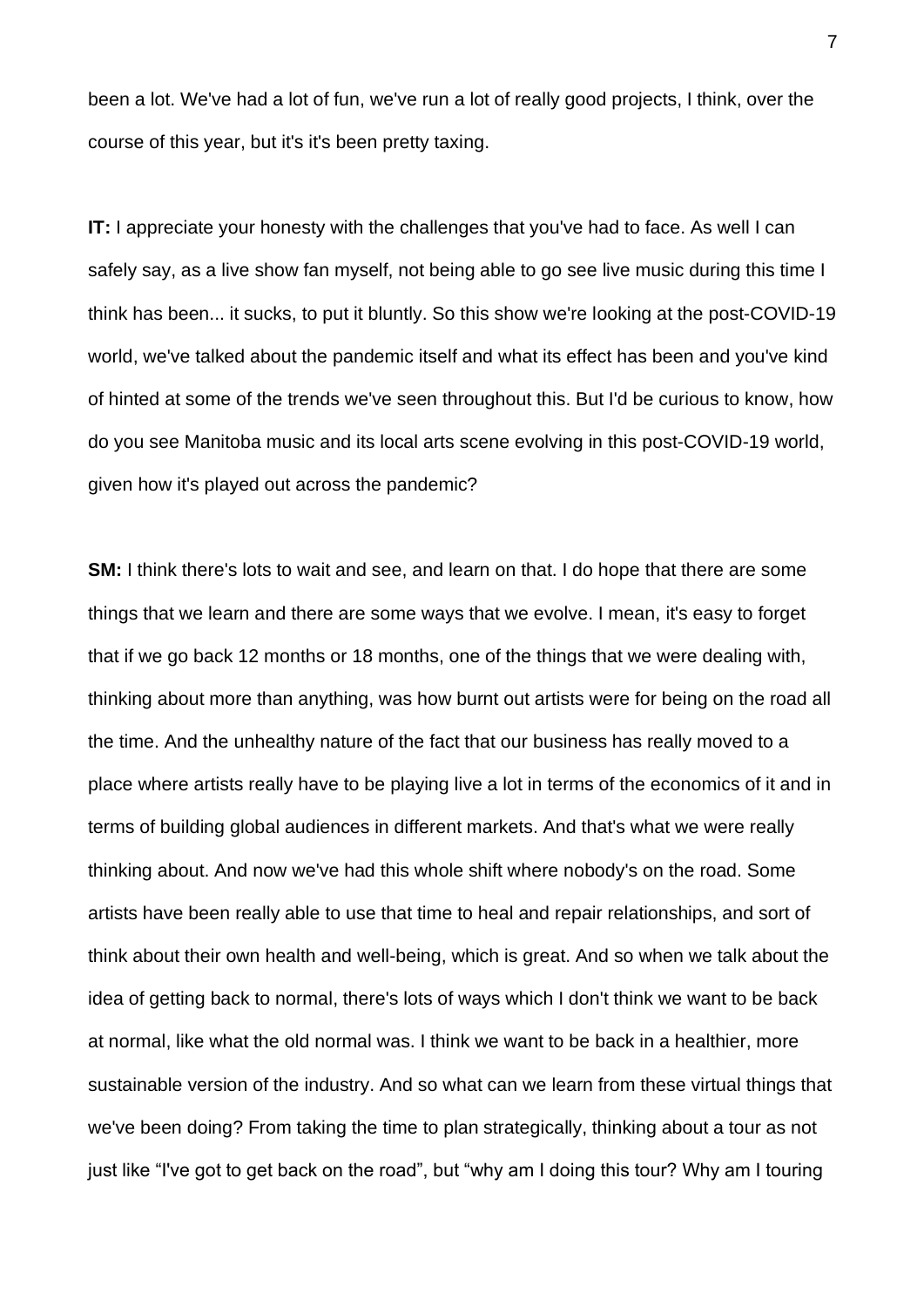been a lot. We've had a lot of fun, we've run a lot of really good projects, I think, over the course of this year, but it's it's been pretty taxing.

**IT:** I appreciate your honesty with the challenges that you've had to face. As well I can safely say, as a live show fan myself, not being able to go see live music during this time I think has been... it sucks, to put it bluntly. So this show we're looking at the post-COVID-19 world, we've talked about the pandemic itself and what its effect has been and you've kind of hinted at some of the trends we've seen throughout this. But I'd be curious to know, how do you see Manitoba music and its local arts scene evolving in this post-COVID-19 world, given how it's played out across the pandemic?

**SM:** I think there's lots to wait and see, and learn on that. I do hope that there are some things that we learn and there are some ways that we evolve. I mean, it's easy to forget that if we go back 12 months or 18 months, one of the things that we were dealing with, thinking about more than anything, was how burnt out artists were for being on the road all the time. And the unhealthy nature of the fact that our business has really moved to a place where artists really have to be playing live a lot in terms of the economics of it and in terms of building global audiences in different markets. And that's what we were really thinking about. And now we've had this whole shift where nobody's on the road. Some artists have been really able to use that time to heal and repair relationships, and sort of think about their own health and well-being, which is great. And so when we talk about the idea of getting back to normal, there's lots of ways which I don't think we want to be back at normal, like what the old normal was. I think we want to be back in a healthier, more sustainable version of the industry. And so what can we learn from these virtual things that we've been doing? From taking the time to plan strategically, thinking about a tour as not just like "I've got to get back on the road", but "why am I doing this tour? Why am I touring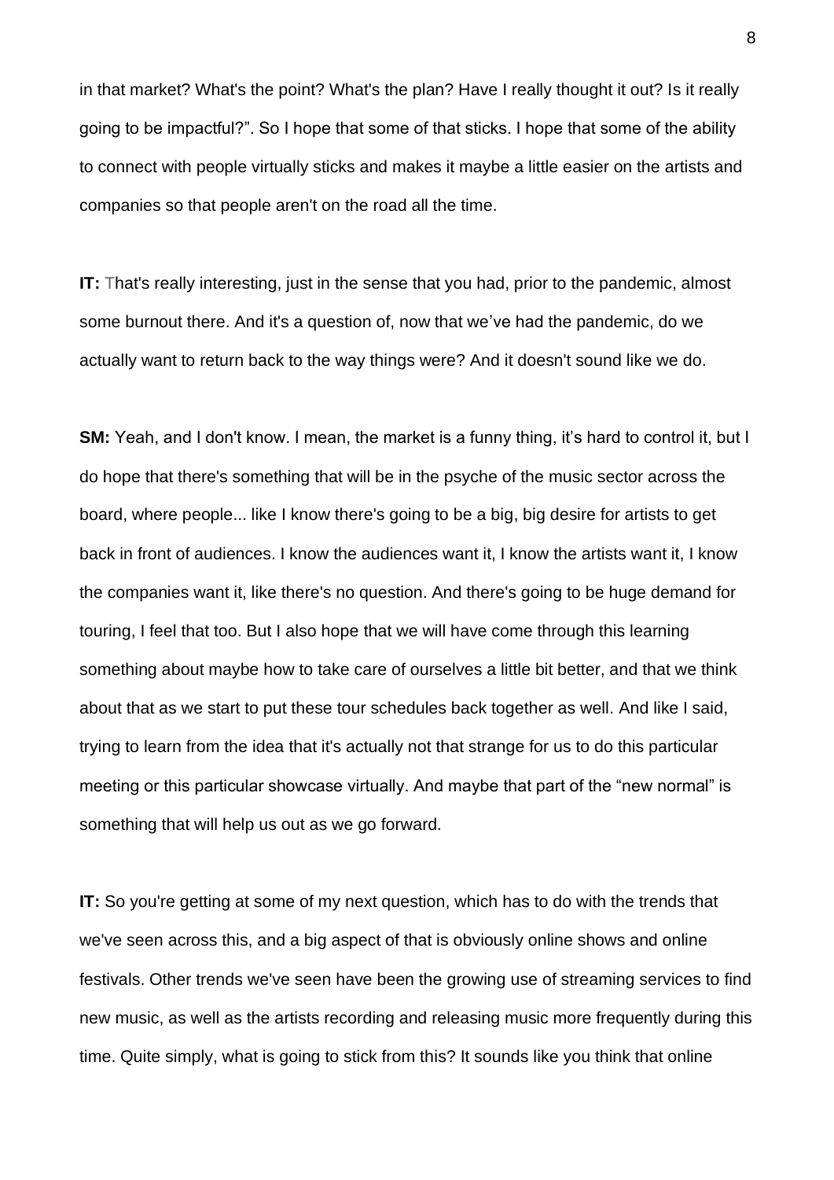in that market? What's the point? What's the plan? Have I really thought it out? Is it really going to be impactful?". So I hope that some of that sticks. I hope that some of the ability to connect with people virtually sticks and makes it maybe a little easier on the artists and companies so that people aren't on the road all the time.

**IT:** That's really interesting, just in the sense that you had, prior to the pandemic, almost some burnout there. And it's a question of, now that we've had the pandemic, do we actually want to return back to the way things were? And it doesn't sound like we do.

**SM:** Yeah, and I don't know. I mean, the market is a funny thing, it's hard to control it, but I do hope that there's something that will be in the psyche of the music sector across the board, where people... like I know there's going to be a big, big desire for artists to get back in front of audiences. I know the audiences want it, I know the artists want it, I know the companies want it, like there's no question. And there's going to be huge demand for touring, I feel that too. But I also hope that we will have come through this learning something about maybe how to take care of ourselves a little bit better, and that we think about that as we start to put these tour schedules back together as well. And like I said, trying to learn from the idea that it's actually not that strange for us to do this particular meeting or this particular showcase virtually. And maybe that part of the "new normal" is something that will help us out as we go forward.

**IT:** So you're getting at some of my next question, which has to do with the trends that we've seen across this, and a big aspect of that is obviously online shows and online festivals. Other trends we've seen have been the growing use of streaming services to find new music, as well as the artists recording and releasing music more frequently during this time. Quite simply, what is going to stick from this? It sounds like you think that online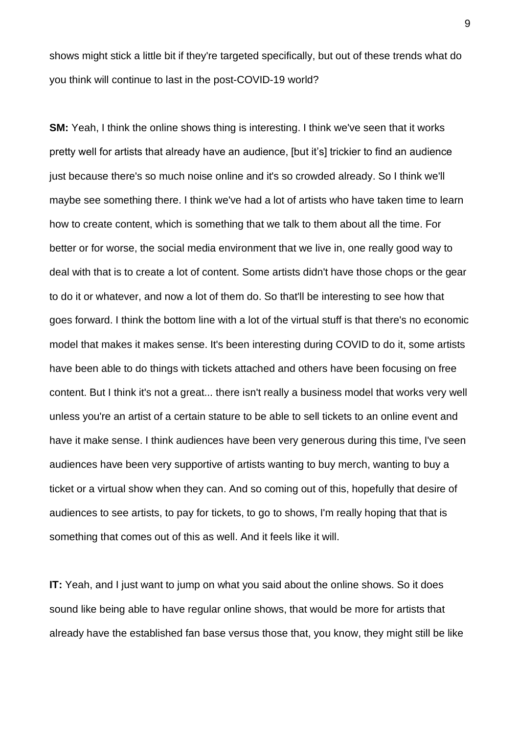shows might stick a little bit if they're targeted specifically, but out of these trends what do you think will continue to last in the post-COVID-19 world?

**SM:** Yeah, I think the online shows thing is interesting. I think we've seen that it works pretty well for artists that already have an audience, [but it's] trickier to find an audience just because there's so much noise online and it's so crowded already. So I think we'll maybe see something there. I think we've had a lot of artists who have taken time to learn how to create content, which is something that we talk to them about all the time. For better or for worse, the social media environment that we live in, one really good way to deal with that is to create a lot of content. Some artists didn't have those chops or the gear to do it or whatever, and now a lot of them do. So that'll be interesting to see how that goes forward. I think the bottom line with a lot of the virtual stuff is that there's no economic model that makes it makes sense. It's been interesting during COVID to do it, some artists have been able to do things with tickets attached and others have been focusing on free content. But I think it's not a great... there isn't really a business model that works very well unless you're an artist of a certain stature to be able to sell tickets to an online event and have it make sense. I think audiences have been very generous during this time, I've seen audiences have been very supportive of artists wanting to buy merch, wanting to buy a ticket or a virtual show when they can. And so coming out of this, hopefully that desire of audiences to see artists, to pay for tickets, to go to shows, I'm really hoping that that is something that comes out of this as well. And it feels like it will.

**IT:** Yeah, and I just want to jump on what you said about the online shows. So it does sound like being able to have regular online shows, that would be more for artists that already have the established fan base versus those that, you know, they might still be like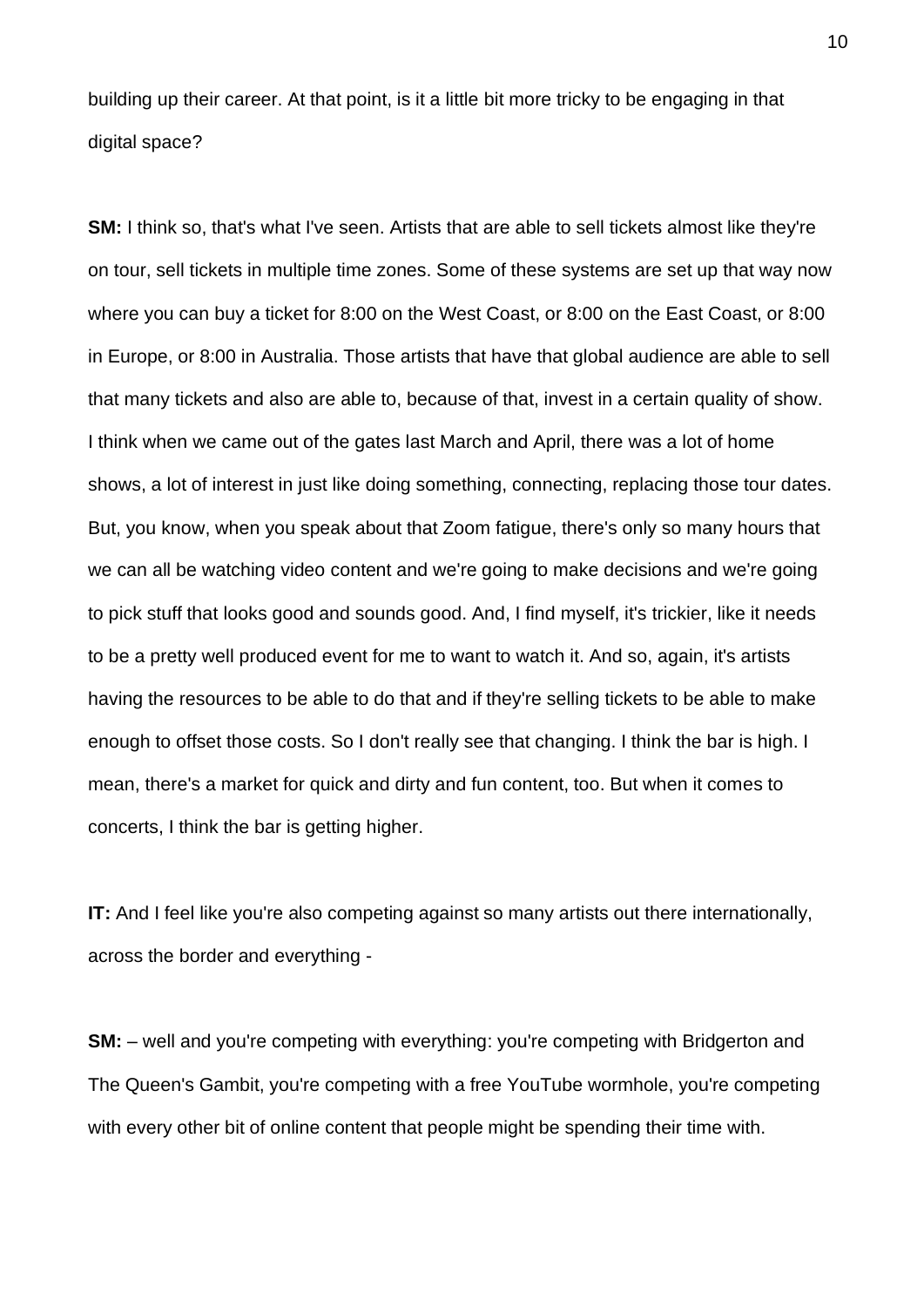building up their career. At that point, is it a little bit more tricky to be engaging in that digital space?

**SM:** I think so, that's what I've seen. Artists that are able to sell tickets almost like they're on tour, sell tickets in multiple time zones. Some of these systems are set up that way now where you can buy a ticket for 8:00 on the West Coast, or 8:00 on the East Coast, or 8:00 in Europe, or 8:00 in Australia. Those artists that have that global audience are able to sell that many tickets and also are able to, because of that, invest in a certain quality of show. I think when we came out of the gates last March and April, there was a lot of home shows, a lot of interest in just like doing something, connecting, replacing those tour dates. But, you know, when you speak about that Zoom fatigue, there's only so many hours that we can all be watching video content and we're going to make decisions and we're going to pick stuff that looks good and sounds good. And, I find myself, it's trickier, like it needs to be a pretty well produced event for me to want to watch it. And so, again, it's artists having the resources to be able to do that and if they're selling tickets to be able to make enough to offset those costs. So I don't really see that changing. I think the bar is high. I mean, there's a market for quick and dirty and fun content, too. But when it comes to concerts, I think the bar is getting higher.

**IT:** And I feel like you're also competing against so many artists out there internationally, across the border and everything -

**SM:** – well and you're competing with everything: you're competing with Bridgerton and The Queen's Gambit, you're competing with a free YouTube wormhole, you're competing with every other bit of online content that people might be spending their time with.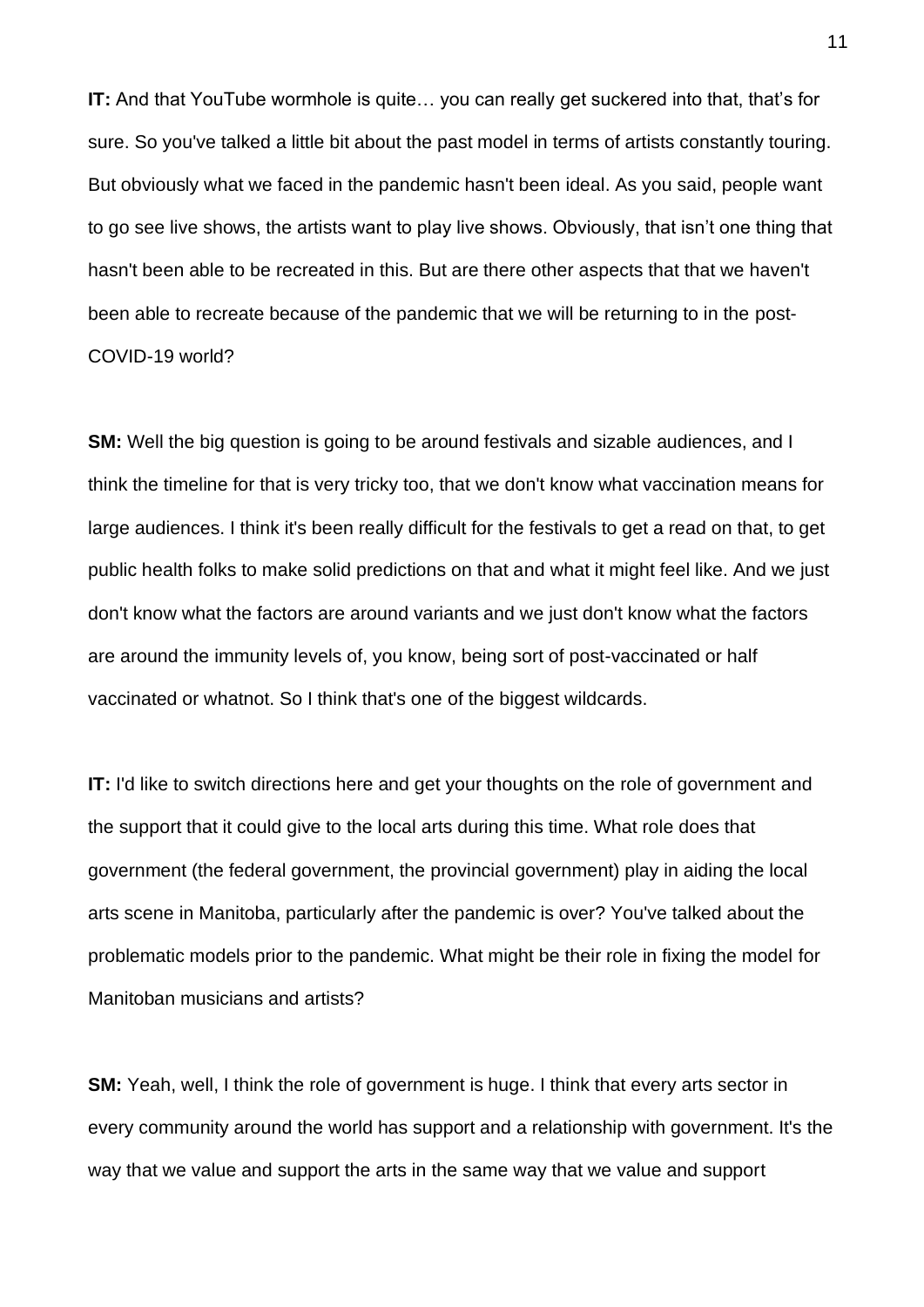**IT:** And that YouTube wormhole is quite… you can really get suckered into that, that's for sure. So you've talked a little bit about the past model in terms of artists constantly touring. But obviously what we faced in the pandemic hasn't been ideal. As you said, people want to go see live shows, the artists want to play live shows. Obviously, that isn't one thing that hasn't been able to be recreated in this. But are there other aspects that that we haven't been able to recreate because of the pandemic that we will be returning to in the post-COVID-19 world?

**SM:** Well the big question is going to be around festivals and sizable audiences, and I think the timeline for that is very tricky too, that we don't know what vaccination means for large audiences. I think it's been really difficult for the festivals to get a read on that, to get public health folks to make solid predictions on that and what it might feel like. And we just don't know what the factors are around variants and we just don't know what the factors are around the immunity levels of, you know, being sort of post-vaccinated or half vaccinated or whatnot. So I think that's one of the biggest wildcards.

**IT:** I'd like to switch directions here and get your thoughts on the role of government and the support that it could give to the local arts during this time. What role does that government (the federal government, the provincial government) play in aiding the local arts scene in Manitoba, particularly after the pandemic is over? You've talked about the problematic models prior to the pandemic. What might be their role in fixing the model for Manitoban musicians and artists?

**SM:** Yeah, well, I think the role of government is huge. I think that every arts sector in every community around the world has support and a relationship with government. It's the way that we value and support the arts in the same way that we value and support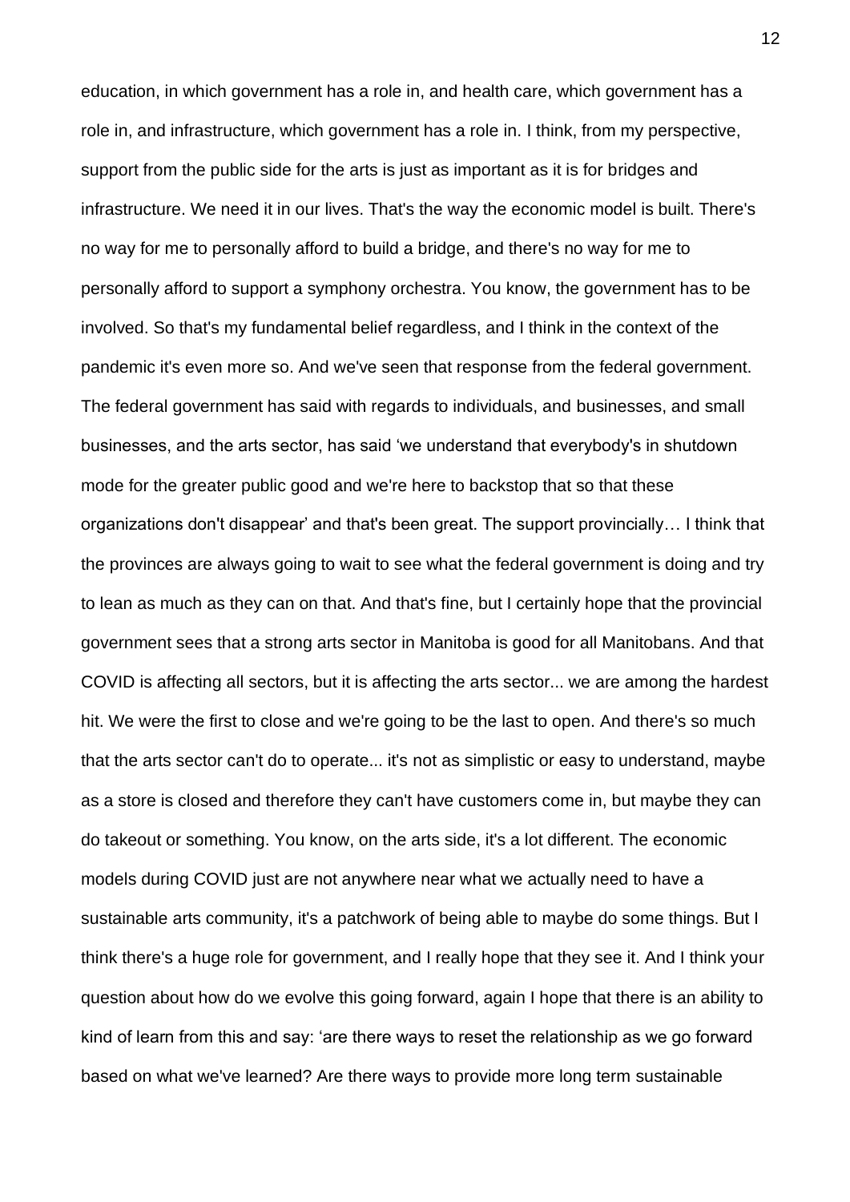education, in which government has a role in, and health care, which government has a role in, and infrastructure, which government has a role in. I think, from my perspective, support from the public side for the arts is just as important as it is for bridges and infrastructure. We need it in our lives. That's the way the economic model is built. There's no way for me to personally afford to build a bridge, and there's no way for me to personally afford to support a symphony orchestra. You know, the government has to be involved. So that's my fundamental belief regardless, and I think in the context of the pandemic it's even more so. And we've seen that response from the federal government. The federal government has said with regards to individuals, and businesses, and small businesses, and the arts sector, has said 'we understand that everybody's in shutdown mode for the greater public good and we're here to backstop that so that these organizations don't disappear' and that's been great. The support provincially… I think that the provinces are always going to wait to see what the federal government is doing and try to lean as much as they can on that. And that's fine, but I certainly hope that the provincial government sees that a strong arts sector in Manitoba is good for all Manitobans. And that COVID is affecting all sectors, but it is affecting the arts sector... we are among the hardest hit. We were the first to close and we're going to be the last to open. And there's so much that the arts sector can't do to operate... it's not as simplistic or easy to understand, maybe as a store is closed and therefore they can't have customers come in, but maybe they can do takeout or something. You know, on the arts side, it's a lot different. The economic models during COVID just are not anywhere near what we actually need to have a sustainable arts community, it's a patchwork of being able to maybe do some things. But I think there's a huge role for government, and I really hope that they see it. And I think your question about how do we evolve this going forward, again I hope that there is an ability to kind of learn from this and say: 'are there ways to reset the relationship as we go forward based on what we've learned? Are there ways to provide more long term sustainable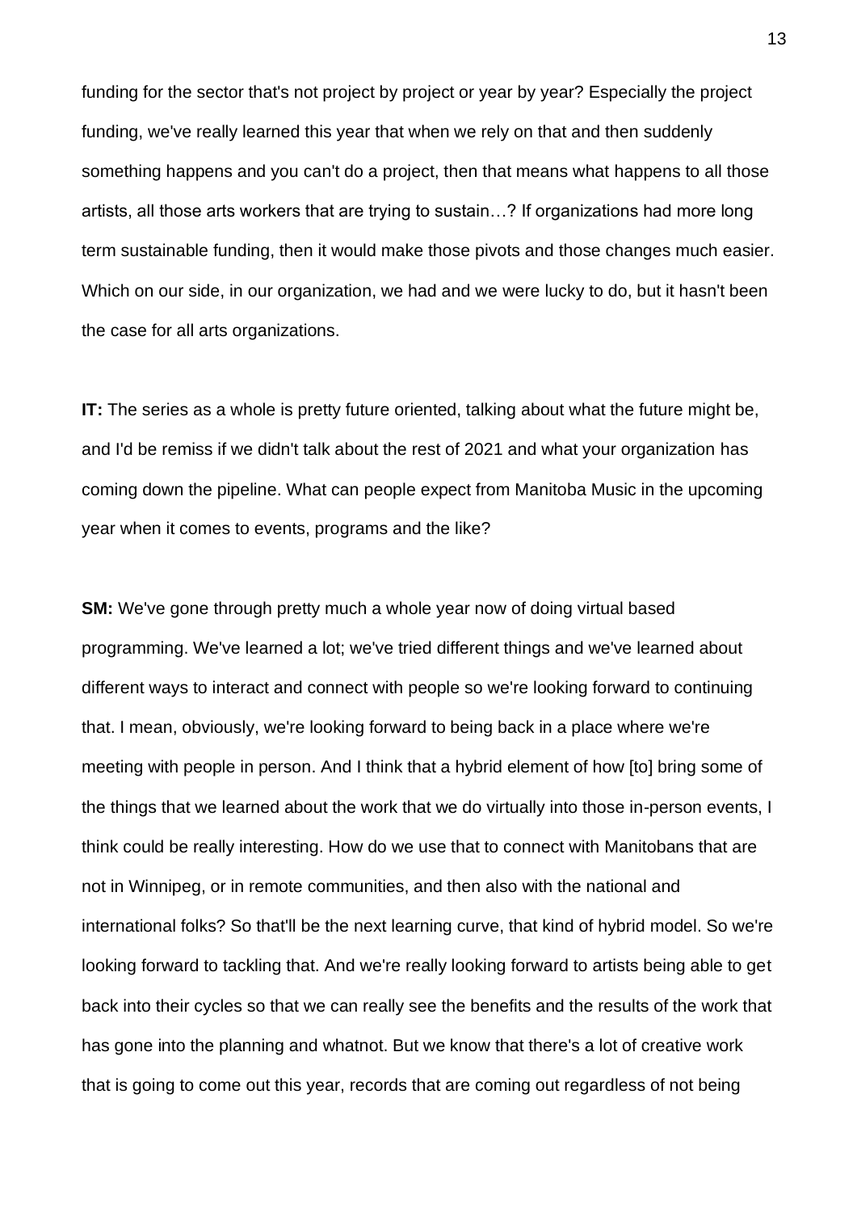funding for the sector that's not project by project or year by year? Especially the project funding, we've really learned this year that when we rely on that and then suddenly something happens and you can't do a project, then that means what happens to all those artists, all those arts workers that are trying to sustain…? If organizations had more long term sustainable funding, then it would make those pivots and those changes much easier. Which on our side, in our organization, we had and we were lucky to do, but it hasn't been the case for all arts organizations.

**IT:** The series as a whole is pretty future oriented, talking about what the future might be, and I'd be remiss if we didn't talk about the rest of 2021 and what your organization has coming down the pipeline. What can people expect from Manitoba Music in the upcoming year when it comes to events, programs and the like?

**SM:** We've gone through pretty much a whole year now of doing virtual based programming. We've learned a lot; we've tried different things and we've learned about different ways to interact and connect with people so we're looking forward to continuing that. I mean, obviously, we're looking forward to being back in a place where we're meeting with people in person. And I think that a hybrid element of how [to] bring some of the things that we learned about the work that we do virtually into those in-person events, I think could be really interesting. How do we use that to connect with Manitobans that are not in Winnipeg, or in remote communities, and then also with the national and international folks? So that'll be the next learning curve, that kind of hybrid model. So we're looking forward to tackling that. And we're really looking forward to artists being able to get back into their cycles so that we can really see the benefits and the results of the work that has gone into the planning and whatnot. But we know that there's a lot of creative work that is going to come out this year, records that are coming out regardless of not being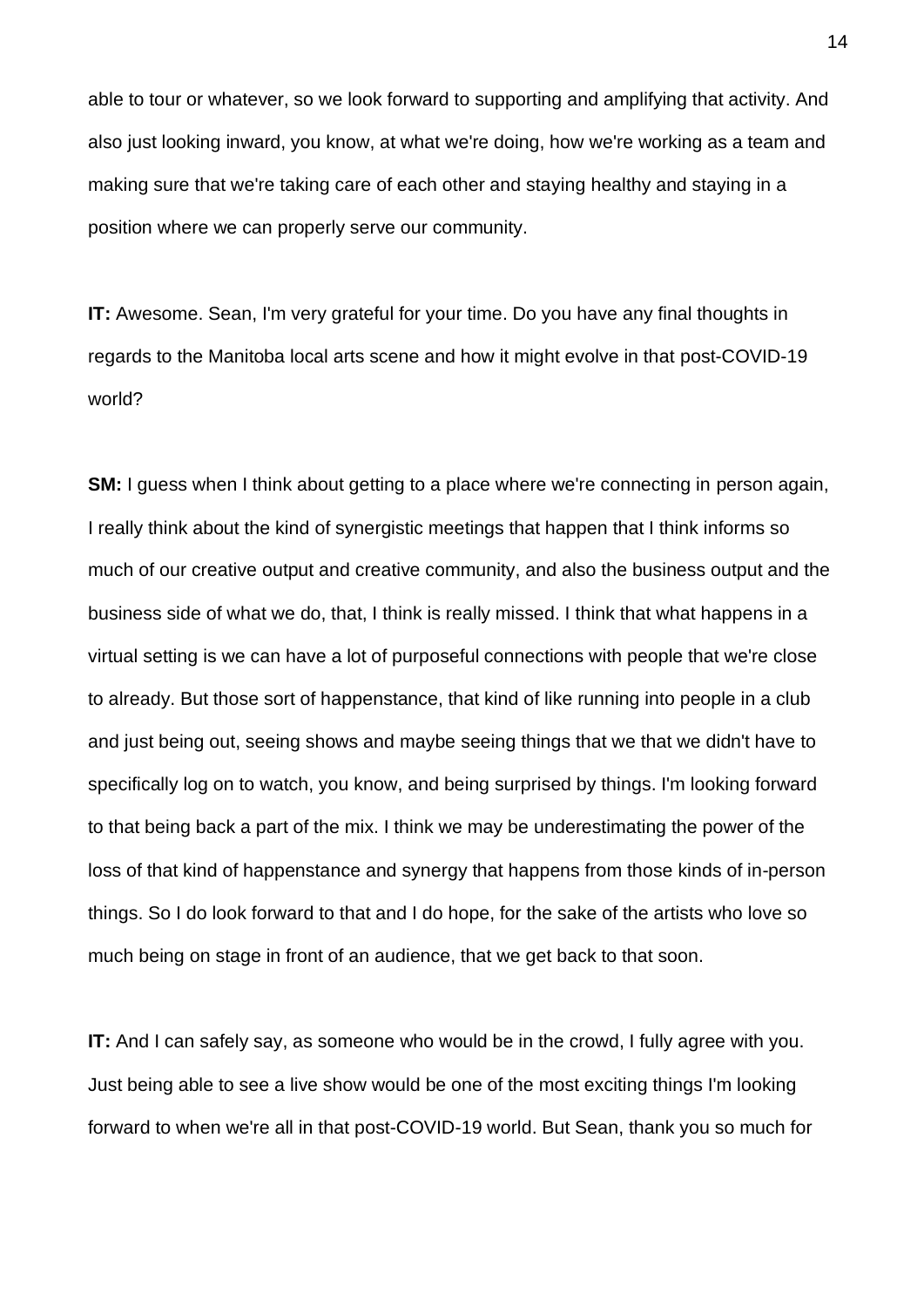able to tour or whatever, so we look forward to supporting and amplifying that activity. And also just looking inward, you know, at what we're doing, how we're working as a team and making sure that we're taking care of each other and staying healthy and staying in a position where we can properly serve our community.

**IT:** Awesome. Sean, I'm very grateful for your time. Do you have any final thoughts in regards to the Manitoba local arts scene and how it might evolve in that post-COVID-19 world?

**SM:** I guess when I think about getting to a place where we're connecting in person again, I really think about the kind of synergistic meetings that happen that I think informs so much of our creative output and creative community, and also the business output and the business side of what we do, that, I think is really missed. I think that what happens in a virtual setting is we can have a lot of purposeful connections with people that we're close to already. But those sort of happenstance, that kind of like running into people in a club and just being out, seeing shows and maybe seeing things that we that we didn't have to specifically log on to watch, you know, and being surprised by things. I'm looking forward to that being back a part of the mix. I think we may be underestimating the power of the loss of that kind of happenstance and synergy that happens from those kinds of in-person things. So I do look forward to that and I do hope, for the sake of the artists who love so much being on stage in front of an audience, that we get back to that soon.

**IT:** And I can safely say, as someone who would be in the crowd, I fully agree with you. Just being able to see a live show would be one of the most exciting things I'm looking forward to when we're all in that post-COVID-19 world. But Sean, thank you so much for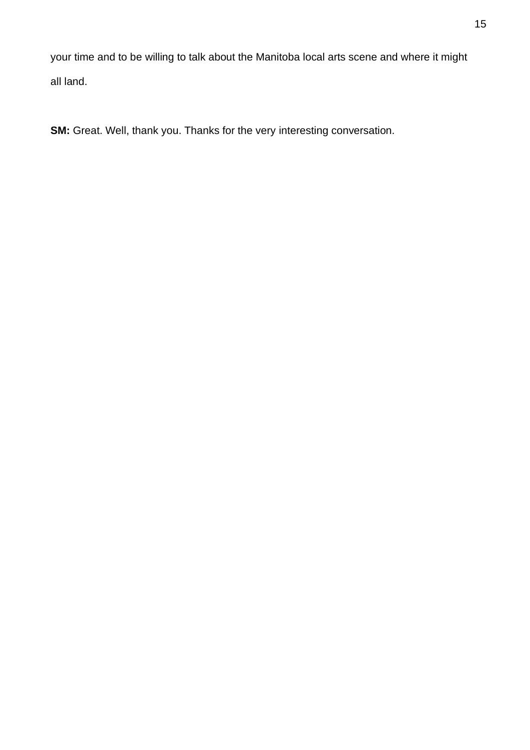your time and to be willing to talk about the Manitoba local arts scene and where it might all land.

**SM:** Great. Well, thank you. Thanks for the very interesting conversation.